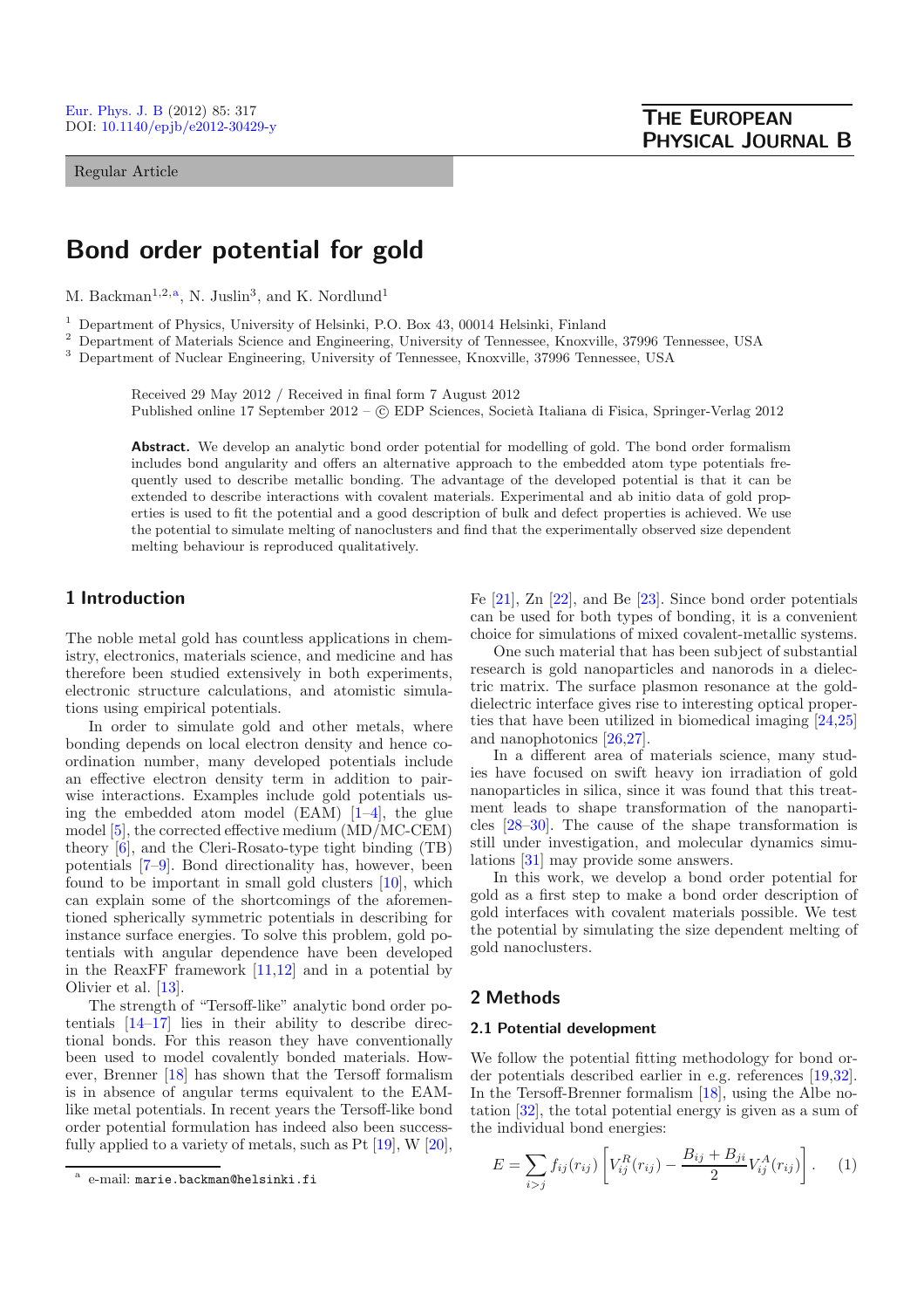Regular Article

# Bond order potential for gold

M. Backman[1,2,a], N. Juslin[3], and K. Nordlund[1]

[1] Department of Physics, University of Helsinki, P.O. Box 43, 00014 Helsinki, Finland
[2] Department of Materials Science and Engineering, University of Tennessee, Knoxville, 37996 Tennessee, USA
[3] Department of Nuclear Engineering, University of Tennessee, Knoxville, 37996 Tennessee, USA

Received 29 May 2012 / Received in final form 7 August 2012
Published online 17 September 2012 – © EDP Sciences, Società Italiana di Fisica, Springer-Verlag 2012

**Abstract.** We develop an analytic bond order potential for modelling of gold. The bond order formalism includes bond angularity and offers an alternative approach to the embedded atom type potentials frequently used to describe metallic bonding. The advantage of the developed potential is that it can be extended to describe interactions with covalent materials. Experimental and ab initio data of gold properties is used to fit the potential and a good description of bulk and defect properties is achieved. We use the potential to simulate melting of nanoclusters and find that the experimentally observed size dependent melting behaviour is reproduced qualitatively.

## 1 Introduction

The noble metal gold has countless applications in chemistry, electronics, materials science, and medicine and has therefore been studied extensively in both experiments, electronic structure calculations, and atomistic simulations using empirical potentials.

In order to simulate gold and other metals, where bonding depends on local electron density and hence coordination number, many developed potentials include an effective electron density term in addition to pairwise interactions. Examples include gold potentials using the embedded atom model (EAM) [1–4], the glue model [5], the corrected effective medium (MD/MC-CEM) theory [6], and the Cleri-Rosato-type tight binding (TB) potentials [7–9]. Bond directionality has, however, been found to be important in small gold clusters [10], which can explain some of the shortcomings of the aforementioned spherically symmetric potentials in describing for instance surface energies. To solve this problem, gold potentials with angular dependence have been developed in the ReaxFF framework [11,12] and in a potential by Olivier et al. [13].

The strength of "Tersoff-like" analytic bond order potentials [14–17] lies in their ability to describe directional bonds. For this reason they have conventionally been used to model covalently bonded materials. However, Brenner [18] has shown that the Tersoff formalism is in absence of angular terms equivalent to the EAM-like metal potentials. In recent years the Tersoff-like bond order potential formulation has indeed also been successfully applied to a variety of metals, such as Pt [19], W [20], Fe [21], Zn [22], and Be [23]. Since bond order potentials can be used for both types of bonding, it is a convenient choice for simulations of mixed covalent-metallic systems.

One such material that has been subject of substantial research is gold nanoparticles and nanorods in a dielectric matrix. The surface plasmon resonance at the gold-dielectric interface gives rise to interesting optical properties that have been utilized in biomedical imaging [24,25] and nanophotonics [26,27].

In a different area of materials science, many studies have focused on swift heavy ion irradiation of gold nanoparticles in silica, since it was found that this treatment leads to shape transformation of the nanoparticles [28–30]. The cause of the shape transformation is still under investigation, and molecular dynamics simulations [31] may provide some answers.

In this work, we develop a bond order potential for gold as a first step to make a bond order description of gold interfaces with covalent materials possible. We test the potential by simulating the size dependent melting of gold nanoclusters.

## 2 Methods

### 2.1 Potential development

We follow the potential fitting methodology for bond order potentials described earlier in e.g. references [19,32]. In the Tersoff-Brenner formalism [18], using the Albe notation [32], the total potential energy is given as a sum of the individual bond energies:

$$E = \sum_{i>j} f_{ij}(r_{ij}) \left[ V_{ij}^{R}(r_{ij}) - \frac{B_{ij} + B_{ji}}{2} V_{ij}^{A}(r_{ij}) \right]. \quad (1)$$

[a] e-mail: marie.backman@helsinki.fi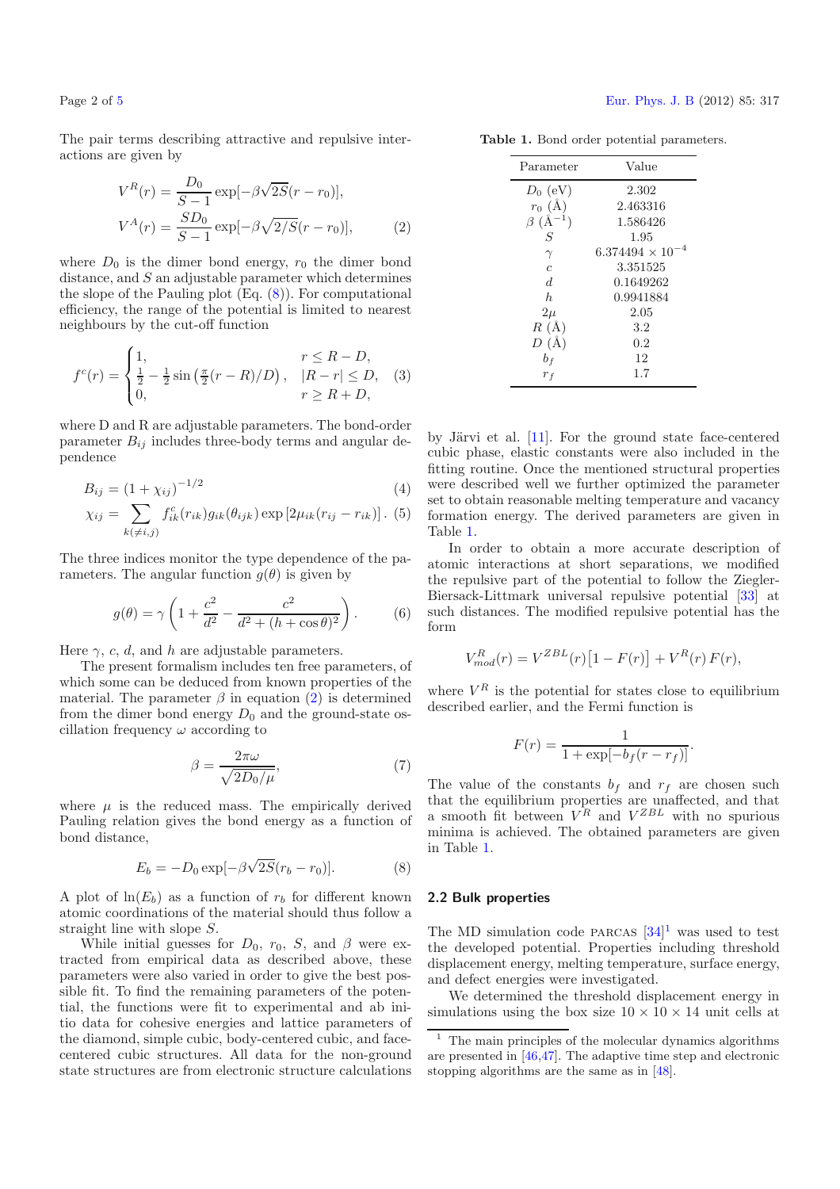The pair terms describing attractive and repulsive interactions are given by

$$V^R(r) = \frac{D_0}{S-1}\exp[-\beta\sqrt{2S}(r-r_0)],$$
$$V^A(r) = \frac{SD_0}{S-1}\exp[-\beta\sqrt{2/S}(r-r_0)], \quad (2)$$

where $D_0$ is the dimer bond energy, $r_0$ the dimer bond distance, and $S$ an adjustable parameter which determines the slope of the Pauling plot (Eq. (8)). For computational efficiency, the range of the potential is limited to nearest neighbours by the cut-off function

$$f^c(r) = \begin{cases} 1, & r \leq R-D, \\ \frac{1}{2} - \frac{1}{2}\sin\left(\frac{\pi}{2}(r-R)/D\right), & |R-r| \leq D, \\ 0, & r \geq R+D, \end{cases} \quad (3)$$

where D and R are adjustable parameters. The bond-order parameter $B_{ij}$ includes three-body terms and angular dependence

$$B_{ij} = (1+\chi_{ij})^{-1/2} \quad (4)$$
$$\chi_{ij} = \sum_{k(\neq i,j)} f^c_{ik}(r_{ik}) g_{ik}(\theta_{ijk}) \exp\left[2\mu_{ik}(r_{ij}-r_{ik})\right]. \quad (5)$$

The three indices monitor the type dependence of the parameters. The angular function $g(\theta)$ is given by

$$g(\theta) = \gamma\left(1 + \frac{c^2}{d^2} - \frac{c^2}{d^2 + (h+\cos\theta)^2}\right). \quad (6)$$

Here $\gamma$, $c$, $d$, and $h$ are adjustable parameters.

The present formalism includes ten free parameters, of which some can be deduced from known properties of the material. The parameter $\beta$ in equation (2) is determined from the dimer bond energy $D_0$ and the ground-state oscillation frequency $\omega$ according to

$$\beta = \frac{2\pi\omega}{\sqrt{2D_0/\mu}}, \quad (7)$$

where $\mu$ is the reduced mass. The empirically derived Pauling relation gives the bond energy as a function of bond distance,

$$E_b = -D_0 \exp[-\beta\sqrt{2S}(r_b - r_0)]. \quad (8)$$

A plot of $\ln(E_b)$ as a function of $r_b$ for different known atomic coordinations of the material should thus follow a straight line with slope $S$.

While initial guesses for $D_0$, $r_0$, $S$, and $\beta$ were extracted from empirical data as described above, these parameters were also varied in order to give the best possible fit. To find the remaining parameters of the potential, the functions were fit to experimental and ab initio data for cohesive energies and lattice parameters of the diamond, simple cubic, body-centered cubic, and face-centered cubic structures. All data for the non-ground state structures are from electronic structure calculations by Järvi et al. [11]. For the ground state face-centered cubic phase, elastic constants were also included in the fitting routine. Once the mentioned structural properties were described well we further optimized the parameter set to obtain reasonable melting temperature and vacancy formation energy. The derived parameters are given in Table 1.

**Table 1.** Bond order potential parameters.

| Parameter | Value |
|---|---|
| $D_0$ (eV) | 2.302 |
| $r_0$ (Å) | 2.463316 |
| $\beta$ (Å$^{-1}$) | 1.586426 |
| $S$ | 1.95 |
| $\gamma$ | $6.374494 \times 10^{-4}$ |
| $c$ | 3.351525 |
| $d$ | 0.1649262 |
| $h$ | 0.9941884 |
| $2\mu$ | 2.05 |
| $R$ (Å) | 3.2 |
| $D$ (Å) | 0.2 |
| $b_f$ | 12 |
| $r_f$ | 1.7 |

In order to obtain a more accurate description of atomic interactions at short separations, we modified the repulsive part of the potential to follow the Ziegler-Biersack-Littmark universal repulsive potential [33] at such distances. The modified repulsive potential has the form

$$V^R_{mod}(r) = V^{ZBL}(r)\big[1 - F(r)\big] + V^R(r)\,F(r),$$

where $V^R$ is the potential for states close to equilibrium described earlier, and the Fermi function is

$$F(r) = \frac{1}{1 + \exp[-b_f(r - r_f)]}.$$

The value of the constants $b_f$ and $r_f$ are chosen such that the equilibrium properties are unaffected, and that a smooth fit between $V^R$ and $V^{ZBL}$ with no spurious minima is achieved. The obtained parameters are given in Table 1.

### 2.2 Bulk properties

The MD simulation code PARCAS [34][1] was used to test the developed potential. Properties including threshold displacement energy, melting temperature, surface energy, and defect energies were investigated.

We determined the threshold displacement energy in simulations using the box size $10 \times 10 \times 14$ unit cells at

[1] The main principles of the molecular dynamics algorithms are presented in [46,47]. The adaptive time step and electronic stopping algorithms are the same as in [48].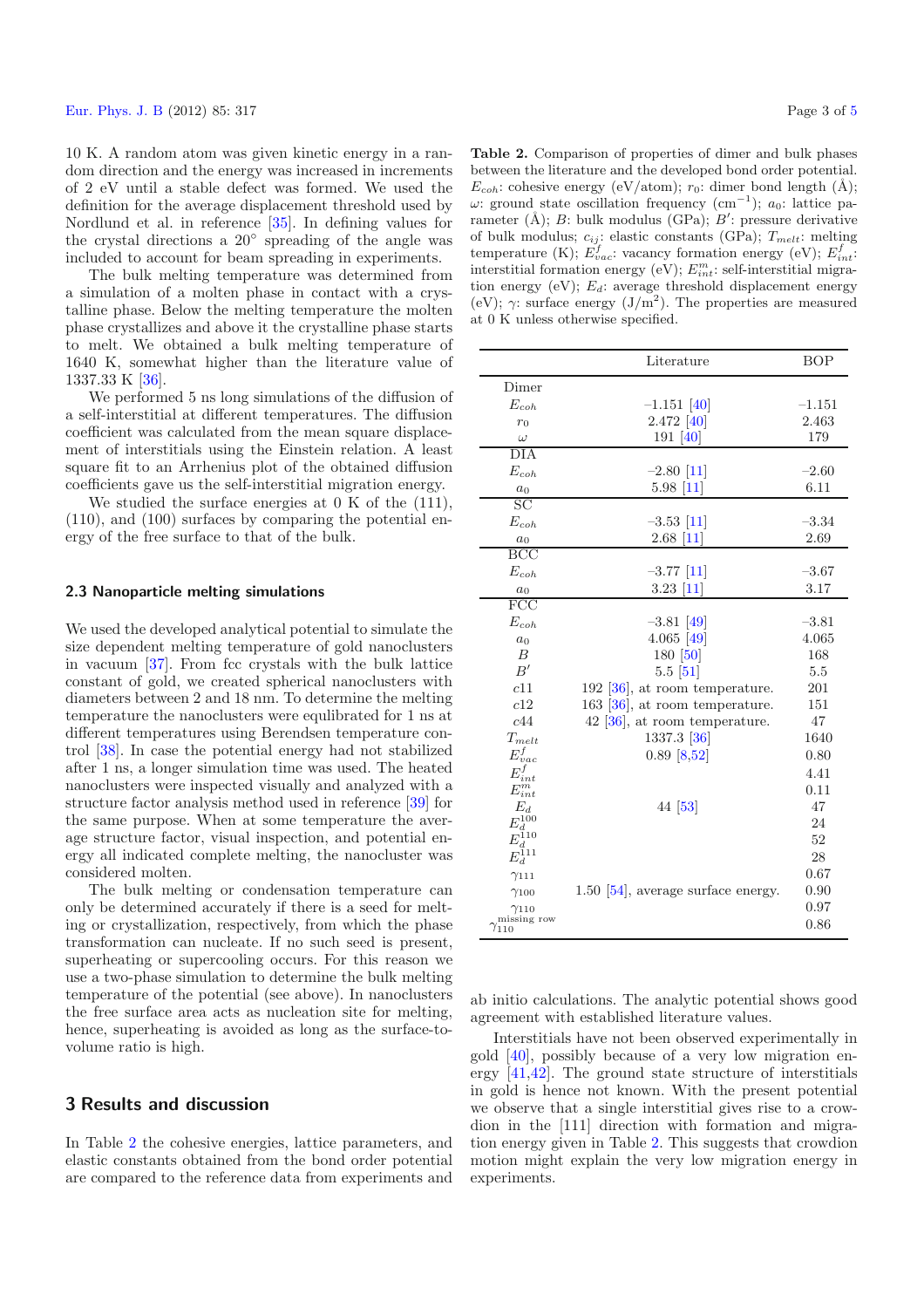10 K. A random atom was given kinetic energy in a random direction and the energy was increased in increments of 2 eV until a stable defect was formed. We used the definition for the average displacement threshold used by Nordlund et al. in reference [35]. In defining values for the crystal directions a 20° spreading of the angle was included to account for beam spreading in experiments.

The bulk melting temperature was determined from a simulation of a molten phase in contact with a crystalline phase. Below the melting temperature the molten phase crystallizes and above it the crystalline phase starts to melt. We obtained a bulk melting temperature of 1640 K, somewhat higher than the literature value of 1337.33 K [36].

We performed 5 ns long simulations of the diffusion of a self-interstitial at different temperatures. The diffusion coefficient was calculated from the mean square displacement of interstitials using the Einstein relation. A least square fit to an Arrhenius plot of the obtained diffusion coefficients gave us the self-interstitial migration energy.

We studied the surface energies at 0 K of the (111), (110), and (100) surfaces by comparing the potential energy of the free surface to that of the bulk.

### 2.3 Nanoparticle melting simulations

We used the developed analytical potential to simulate the size dependent melting temperature of gold nanoclusters in vacuum [37]. From fcc crystals with the bulk lattice constant of gold, we created spherical nanoclusters with diameters between 2 and 18 nm. To determine the melting temperature the nanoclusters were equlibrated for 1 ns at different temperatures using Berendsen temperature control [38]. In case the potential energy had not stabilized after 1 ns, a longer simulation time was used. The heated nanoclusters were inspected visually and analyzed with a structure factor analysis method used in reference [39] for the same purpose. When at some temperature the average structure factor, visual inspection, and potential energy all indicated complete melting, the nanocluster was considered molten.

The bulk melting or condensation temperature can only be determined accurately if there is a seed for melting or crystallization, respectively, from which the phase transformation can nucleate. If no such seed is present, superheating or supercooling occurs. For this reason we use a two-phase simulation to determine the bulk melting temperature of the potential (see above). In nanoclusters the free surface area acts as nucleation site for melting, hence, superheating is avoided as long as the surface-to-volume ratio is high.

## 3 Results and discussion

In Table 2 the cohesive energies, lattice parameters, and elastic constants obtained from the bond order potential are compared to the reference data from experiments and ab initio calculations. The analytic potential shows good agreement with established literature values.

Interstitials have not been observed experimentally in gold [40], possibly because of a very low migration energy [41,42]. The ground state structure of interstitials in gold is hence not known. With the present potential we observe that a single interstitial gives rise to a crowdion in the [111] direction with formation and migration energy given in Table 2. This suggests that crowdion motion might explain the very low migration energy in experiments.

**Table 2.** Comparison of properties of dimer and bulk phases between the literature and the developed bond order potential. $E_{coh}$: cohesive energy (eV/atom); $r_0$: dimer bond length (Å); $\omega$: ground state oscillation frequency (cm$^{-1}$); $a_0$: lattice parameter (Å); $B$: bulk modulus (GPa); $B'$: pressure derivative of bulk modulus; $c_{ij}$: elastic constants (GPa); $T_{melt}$: melting temperature (K); $E^f_{vac}$: vacancy formation energy (eV); $E^f_{int}$: interstitial formation energy (eV); $E^m_{int}$: self-interstitial migration energy (eV); $E_d$: average threshold displacement energy (eV); $\gamma$: surface energy (J/m$^2$). The properties are measured at 0 K unless otherwise specified.

| | Literature | BOP |
|---|---|---|
| Dimer | | |
| $E_{coh}$ | −1.151 [40] | −1.151 |
| $r_0$ | 2.472 [40] | 2.463 |
| $\omega$ | 191 [40] | 179 |
| DIA | | |
| $E_{coh}$ | −2.80 [11] | −2.60 |
| $a_0$ | 5.98 [11] | 6.11 |
| SC | | |
| $E_{coh}$ | −3.53 [11] | −3.34 |
| $a_0$ | 2.68 [11] | 2.69 |
| BCC | | |
| $E_{coh}$ | −3.77 [11] | −3.67 |
| $a_0$ | 3.23 [11] | 3.17 |
| FCC | | |
| $E_{coh}$ | −3.81 [49] | −3.81 |
| $a_0$ | 4.065 [49] | 4.065 |
| $B$ | 180 [50] | 168 |
| $B'$ | 5.5 [51] | 5.5 |
| $c11$ | 192 [36], at room temperature. | 201 |
| $c12$ | 163 [36], at room temperature. | 151 |
| $c44$ | 42 [36], at room temperature. | 47 |
| $T_{melt}$ | 1337.3 [36] | 1640 |
| $E^f_{vac}$ | 0.89 [8,52] | 0.80 |
| $E^f_{int}$ | | 4.41 |
| $E^m_{int}$ | | 0.11 |
| $E_d$ | 44 [53] | 47 |
| $E_d^{100}$ | | 24 |
| $E_d^{110}$ | | 52 |
| $E_d^{111}$ | | 28 |
| $\gamma_{111}$ | | 0.67 |
| $\gamma_{100}$ | 1.50 [54], average surface energy. | 0.90 |
| $\gamma_{110}$ | | 0.97 |
| $\gamma_{110}^{\text{missing row}}$ | | 0.86 |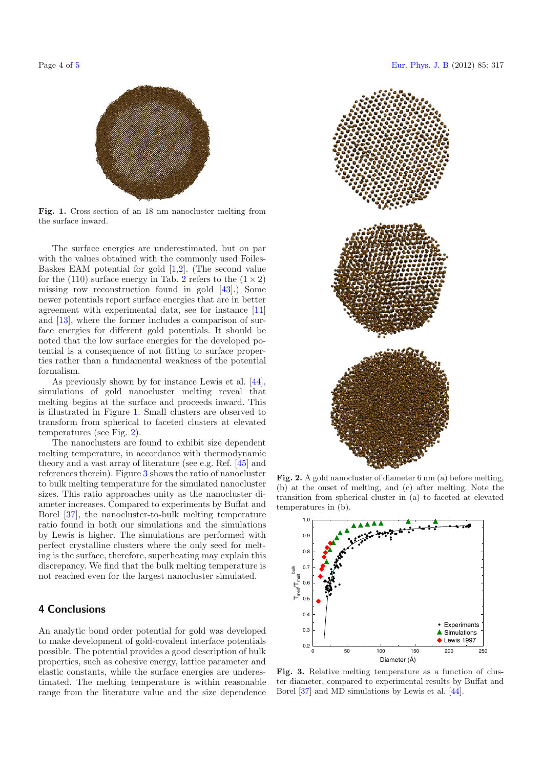Fig. 1. Cross-section of an 18 nm nanocluster melting from the surface inward.

The surface energies are underestimated, but on par with the values obtained with the commonly used Foiles-Baskes EAM potential for gold [1,2]. (The second value for the (110) surface energy in Tab. 2 refers to the $(1 \times 2)$ missing row reconstruction found in gold [43].) Some newer potentials report surface energies that are in better agreement with experimental data, see for instance [11] and [13], where the former includes a comparison of surface energies for different gold potentials. It should be noted that the low surface energies for the developed potential is a consequence of not fitting to surface properties rather than a fundamental weakness of the potential formalism.

As previously shown by for instance Lewis et al. [44], simulations of gold nanocluster melting reveal that melting begins at the surface and proceeds inward. This is illustrated in Figure 1. Small clusters are observed to transform from spherical to faceted clusters at elevated temperatures (see Fig. 2).

The nanoclusters are found to exhibit size dependent melting temperature, in accordance with thermodynamic theory and a vast array of literature (see e.g. Ref. [45] and references therein). Figure 3 shows the ratio of nanocluster to bulk melting temperature for the simulated nanocluster sizes. This ratio approaches unity as the nanocluster diameter increases. Compared to experiments by Buffat and Borel [37], the nanocluster-to-bulk melting temperature ratio found in both our simulations and the simulations by Lewis is higher. The simulations are performed with perfect crystalline clusters where the only seed for melting is the surface, therefore, superheating may explain this discrepancy. We find that the bulk melting temperature is not reached even for the largest nanocluster simulated.

Fig. 2. A gold nanocluster of diameter 6 nm (a) before melting, (b) at the onset of melting, and (c) after melting. Note the transition from spherical cluster in (a) to faceted at elevated temperatures in (b).

Fig. 3. Relative melting temperature as a function of cluster diameter, compared to experimental results by Buffat and Borel [37] and MD simulations by Lewis et al. [44].

## 4 Conclusions

An analytic bond order potential for gold was developed to make development of gold-covalent interface potentials possible. The potential provides a good description of bulk properties, such as cohesive energy, lattice parameter and elastic constants, while the surface energies are underestimated. The melting temperature is within reasonable range from the literature value and the size dependence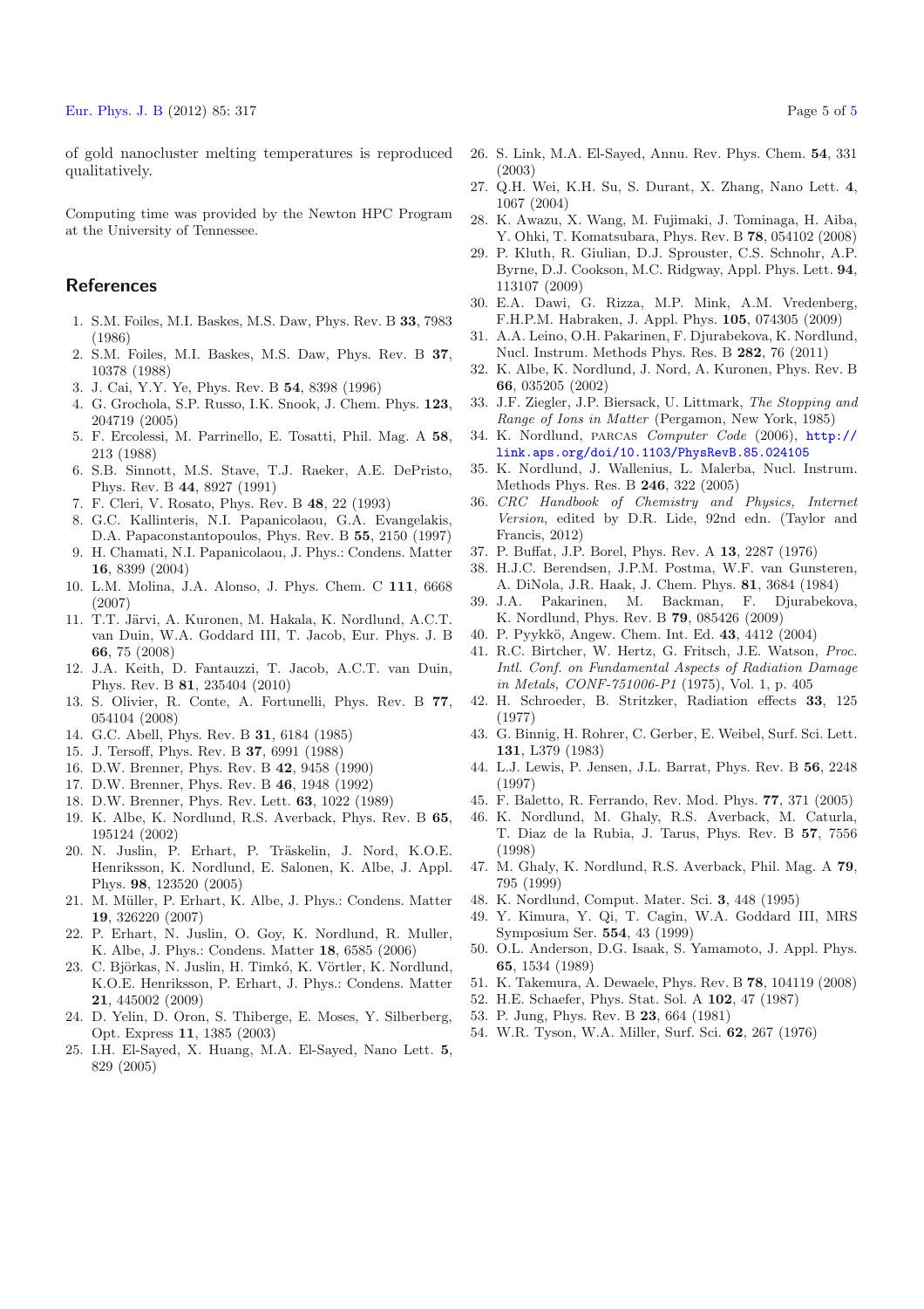of gold nanocluster melting temperatures is reproduced qualitatively.

Computing time was provided by the Newton HPC Program at the University of Tennessee.

## References

1. S.M. Foiles, M.I. Baskes, M.S. Daw, Phys. Rev. B **33**, 7983 (1986)
2. S.M. Foiles, M.I. Baskes, M.S. Daw, Phys. Rev. B **37**, 10378 (1988)
3. J. Cai, Y.Y. Ye, Phys. Rev. B **54**, 8398 (1996)
4. G. Grochola, S.P. Russo, I.K. Snook, J. Chem. Phys. **123**, 204719 (2005)
5. F. Ercolessi, M. Parrinello, E. Tosatti, Phil. Mag. A **58**, 213 (1988)
6. S.B. Sinnott, M.S. Stave, T.J. Raeker, A.E. DePristo, Phys. Rev. B **44**, 8927 (1991)
7. F. Cleri, V. Rosato, Phys. Rev. B **48**, 22 (1993)
8. G.C. Kallinteris, N.I. Papanicolaou, G.A. Evangelakis, D.A. Papaconstantopoulos, Phys. Rev. B **55**, 2150 (1997)
9. H. Chamati, N.I. Papanicolaou, J. Phys.: Condens. Matter **16**, 8399 (2004)
10. L.M. Molina, J.A. Alonso, J. Phys. Chem. C **111**, 6668 (2007)
11. T.T. Järvi, A. Kuronen, M. Hakala, K. Nordlund, A.C.T. van Duin, W.A. Goddard III, T. Jacob, Eur. Phys. J. B **66**, 75 (2008)
12. J.A. Keith, D. Fantauzzi, T. Jacob, A.C.T. van Duin, Phys. Rev. B **81**, 235404 (2010)
13. S. Olivier, R. Conte, A. Fortunelli, Phys. Rev. B **77**, 054104 (2008)
14. G.C. Abell, Phys. Rev. B **31**, 6184 (1985)
15. J. Tersoff, Phys. Rev. B **37**, 6991 (1988)
16. D.W. Brenner, Phys. Rev. B **42**, 9458 (1990)
17. D.W. Brenner, Phys. Rev. B **46**, 1948 (1992)
18. D.W. Brenner, Phys. Rev. Lett. **63**, 1022 (1989)
19. K. Albe, K. Nordlund, R.S. Averback, Phys. Rev. B **65**, 195124 (2002)
20. N. Juslin, P. Erhart, P. Träskelin, J. Nord, K.O.E. Henriksson, K. Nordlund, E. Salonen, K. Albe, J. Appl. Phys. **98**, 123520 (2005)
21. M. Müller, P. Erhart, K. Albe, J. Phys.: Condens. Matter **19**, 326220 (2007)
22. P. Erhart, N. Juslin, O. Goy, K. Nordlund, R. Muller, K. Albe, J. Phys.: Condens. Matter **18**, 6585 (2006)
23. C. Björkas, N. Juslin, H. Timkó, K. Vörtler, K. Nordlund, K.O.E. Henriksson, P. Erhart, J. Phys.: Condens. Matter **21**, 445002 (2009)
24. D. Yelin, D. Oron, S. Thiberge, E. Moses, Y. Silberberg, Opt. Express **11**, 1385 (2003)
25. I.H. El-Sayed, X. Huang, M.A. El-Sayed, Nano Lett. **5**, 829 (2005)
26. S. Link, M.A. El-Sayed, Annu. Rev. Phys. Chem. **54**, 331 (2003)
27. Q.H. Wei, K.H. Su, S. Durant, X. Zhang, Nano Lett. **4**, 1067 (2004)
28. K. Awazu, X. Wang, M. Fujimaki, J. Tominaga, H. Aiba, Y. Ohki, T. Komatsubara, Phys. Rev. B **78**, 054102 (2008)
29. P. Kluth, R. Giulian, D.J. Sprouster, C.S. Schnohr, A.P. Byrne, D.J. Cookson, M.C. Ridgway, Appl. Phys. Lett. **94**, 113107 (2009)
30. E.A. Dawi, G. Rizza, M.P. Mink, A.M. Vredenberg, F.H.P.M. Habraken, J. Appl. Phys. **105**, 074305 (2009)
31. A.A. Leino, O.H. Pakarinen, F. Djurabekova, K. Nordlund, Nucl. Instrum. Methods Phys. Res. B **282**, 76 (2011)
32. K. Albe, K. Nordlund, J. Nord, A. Kuronen, Phys. Rev. B **66**, 035205 (2002)
33. J.F. Ziegler, J.P. Biersack, U. Littmark, *The Stopping and Range of Ions in Matter* (Pergamon, New York, 1985)
34. K. Nordlund, PARCAS *Computer Code* (2006), http://link.aps.org/doi/10.1103/PhysRevB.85.024105
35. K. Nordlund, J. Wallenius, L. Malerba, Nucl. Instrum. Methods Phys. Res. B **246**, 322 (2005)
36. *CRC Handbook of Chemistry and Physics, Internet Version*, edited by D.R. Lide, 92nd edn. (Taylor and Francis, 2012)
37. P. Buffat, J.P. Borel, Phys. Rev. A **13**, 2287 (1976)
38. H.J.C. Berendsen, J.P.M. Postma, W.F. van Gunsteren, A. DiNola, J.R. Haak, J. Chem. Phys. **81**, 3684 (1984)
39. J.A. Pakarinen, M. Backman, F. Djurabekova, K. Nordlund, Phys. Rev. B **79**, 085426 (2009)
40. P. Pyykkö, Angew. Chem. Int. Ed. **43**, 4412 (2004)
41. R.C. Birtcher, W. Hertz, G. Fritsch, J.E. Watson, *Proc. Intl. Conf. on Fundamental Aspects of Radiation Damage in Metals, CONF-751006-P1* (1975), Vol. 1, p. 405
42. H. Schroeder, B. Stritzker, Radiation effects **33**, 125 (1977)
43. G. Binnig, H. Rohrer, C. Gerber, E. Weibel, Surf. Sci. Lett. **131**, L379 (1983)
44. L.J. Lewis, P. Jensen, J.L. Barrat, Phys. Rev. B **56**, 2248 (1997)
45. F. Baletto, R. Ferrando, Rev. Mod. Phys. **77**, 371 (2005)
46. K. Nordlund, M. Ghaly, R.S. Averback, M. Caturla, T. Diaz de la Rubia, J. Tarus, Phys. Rev. B **57**, 7556 (1998)
47. M. Ghaly, K. Nordlund, R.S. Averback, Phil. Mag. A **79**, 795 (1999)
48. K. Nordlund, Comput. Mater. Sci. **3**, 448 (1995)
49. Y. Kimura, Y. Qi, T. Cagin, W.A. Goddard III, MRS Symposium Ser. **554**, 43 (1999)
50. O.L. Anderson, D.G. Isaak, S. Yamamoto, J. Appl. Phys. **65**, 1534 (1989)
51. K. Takemura, A. Dewaele, Phys. Rev. B **78**, 104119 (2008)
52. H.E. Schaefer, Phys. Stat. Sol. A **102**, 47 (1987)
53. P. Jung, Phys. Rev. B **23**, 664 (1981)
54. W.R. Tyson, W.A. Miller, Surf. Sci. **62**, 267 (1976)